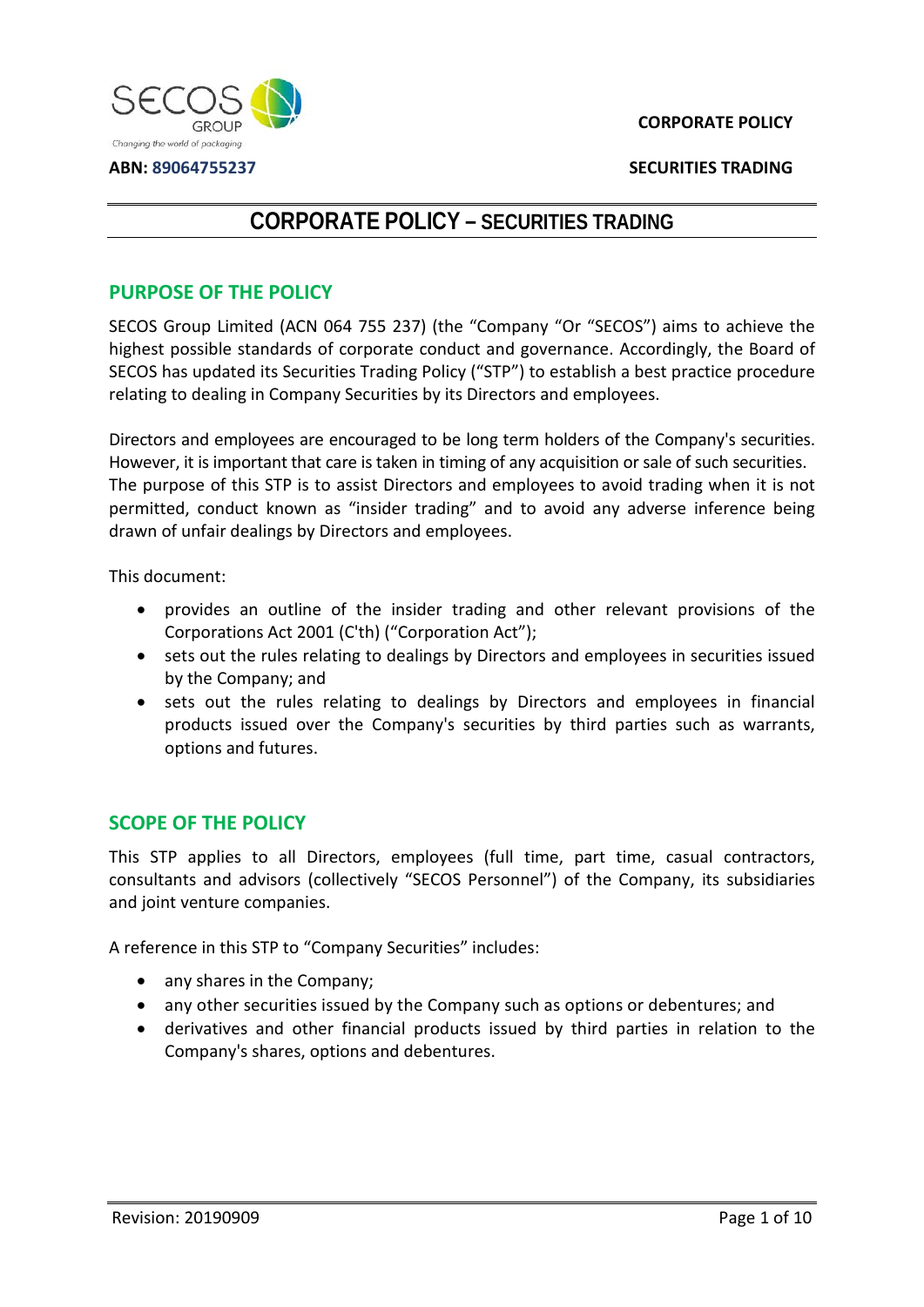ABN: 89064755237

# CORPORATE POLICY – SECURITIES TRADING

## PURPOSE OF THE POLICY

SECOS Group Limited (ACN 064 755 237) (the "Company "Or "SECOS") aims to achieve the highest possible standards of corporate conduct and governance. Accordingly, the Board of SECOS has updated its Securities Trading Policy ("STP") to establish a best practice procedure relating to dealing in Company Securities by its Directors and employees.

Directors and employees are encouraged to be long term holders of the Company's securities. However, it is important that care is taken in timing of any acquisition or sale of such securities. The purpose of this STP is to assist Directors and employees to avoid trading when it is not permitted, conduct known as "insider trading" and to avoid any adverse inference being drawn of unfair dealings by Directors and employees.

This document:

- provides an outline of the insider trading and other relevant provisions of the Corporations Act 2001 (C'th) ("Corporation Act");
- sets out the rules relating to dealings by Directors and employees in securities issued by the Company; and
- sets out the rules relating to dealings by Directors and employees in financial products issued over the Company's securities by third parties such as warrants, options and futures.

## SCOPE OF THE POLICY

This STP applies to all Directors, employees (full time, part time, casual contractors, consultants and advisors (collectively "SECOS Personnel") of the Company, its subsidiaries and joint venture companies.

A reference in this STP to "Company Securities" includes:

- any shares in the Company;
- any other securities issued by the Company such as options or debentures; and
- derivatives and other financial products issued by third parties in relation to the Company's shares, options and debentures.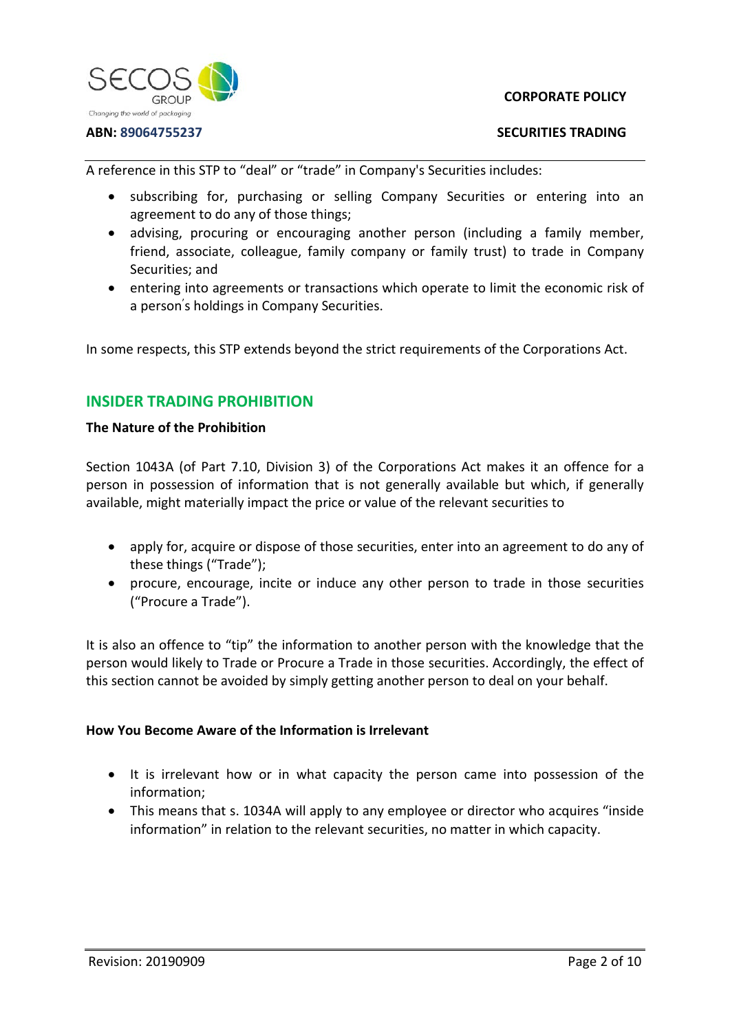A reference in this STP to "deal" or "trade" in Company's Securities includes:

- subscribing for, purchasing or selling Company Securities or entering into an agreement to do any of those things;
- advising, procuring or encouraging another person (including a family member, friend, associate, colleague, family company or family trust) to trade in Company Securities; and
- entering into agreements or transactions which operate to limit the economic risk of a person's holdings in Company Securities.

In some respects, this STP extends beyond the strict requirements of the Corporations Act.

## INSIDER TRADING PROHIBITION

**The Nature of the Prohibition**

Section 1043A (of Part 7.10, Division 3) of the Corporations Act makes it an offence for a person in possession of information that is not generally available but which, if generally available, might materially impact the price or value of the relevant securities to

- apply for, acquire or dispose of those securities, enter into an agreement to do any of these things ("Trade");
- procure, encourage, incite or induce any other person to trade in those securities ("Procure a Trade").

It is also an offence to "tip" the information to another person with the knowledge that the person would likely to Trade or Procure a Trade in those securities. Accordingly, the effect of this section cannot be avoided by simply getting another person to deal on your behalf.

**How You Become Aware of the Information is Irrelevant**

- It is irrelevant how or in what capacity the person came into possession of the information;
- This means that s. 1034A will apply to any employee or director who acquires "inside information" in relation to the relevant securities, no matter in which capacity.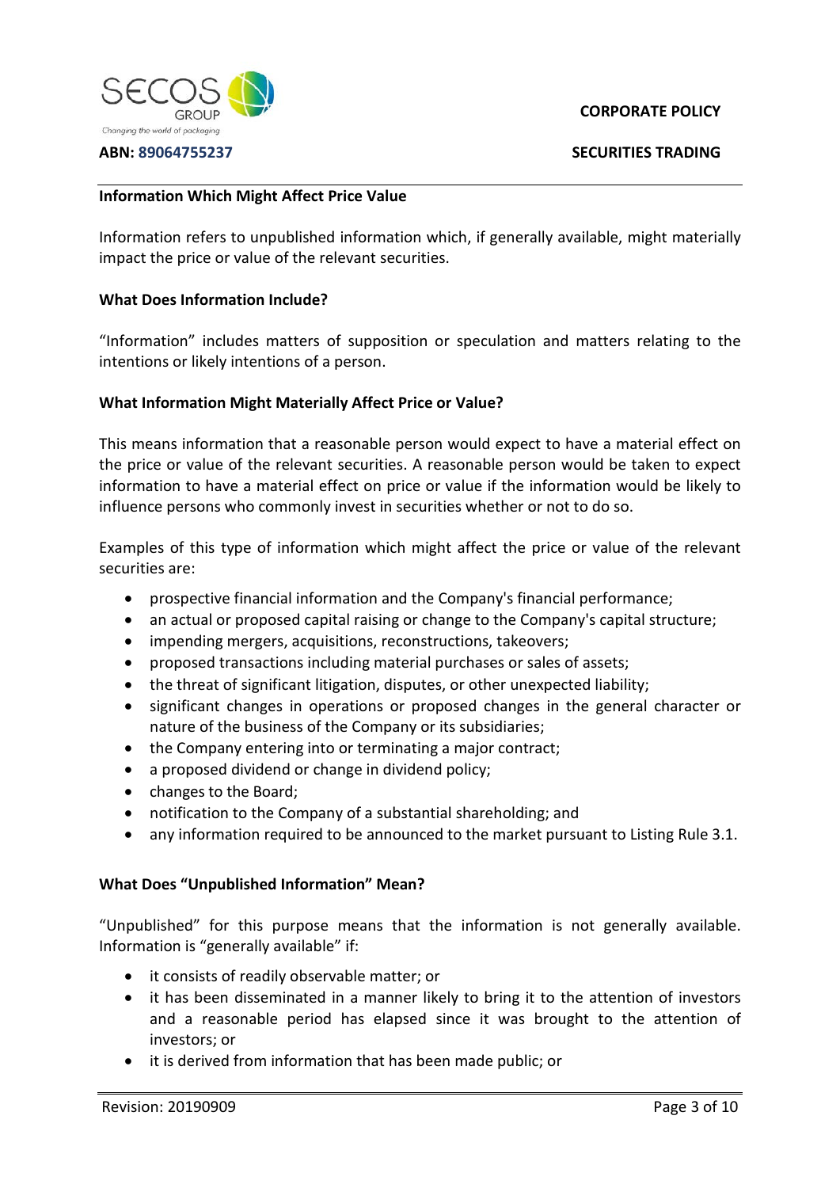**Information Which Might Affect Price Value**

Information refers to unpublished information which, if generally available, might materially impact the price or value of the relevant securities.

**What Does Information Include?**

"Information" includes matters of supposition or speculation and matters relating to the intentions or likely intentions of a person.

**What Information Might Materially Affect Price or Value?**

This means information that a reasonable person would expect to have a material effect on the price or value of the relevant securities. A reasonable person would be taken to expect information to have a material effect on price or value if the information would be likely to influence persons who commonly invest in securities whether or not to do so.

Examples of this type of information which might affect the price or value of the relevant securities are:

- prospective financial information and the Company's financial performance;
- an actual or proposed capital raising or change to the Company's capital structure;
- impending mergers, acquisitions, reconstructions, takeovers;
- proposed transactions including material purchases or sales of assets;
- the threat of significant litigation, disputes, or other unexpected liability;
- significant changes in operations or proposed changes in the general character or nature of the business of the Company or its subsidiaries;
- the Company entering into or terminating a major contract;
- a proposed dividend or change in dividend policy;
- changes to the Board;
- notification to the Company of a substantial shareholding; and
- any information required to be announced to the market pursuant to Listing Rule 3.1.

**What Does "Unpublished Information" Mean?**

"Unpublished" for this purpose means that the information is not generally available. Information is "generally available" if:

- it consists of readily observable matter; or
- it has been disseminated in a manner likely to bring it to the attention of investors and a reasonable period has elapsed since it was brought to the attention of investors; or
- it is derived from information that has been made public; or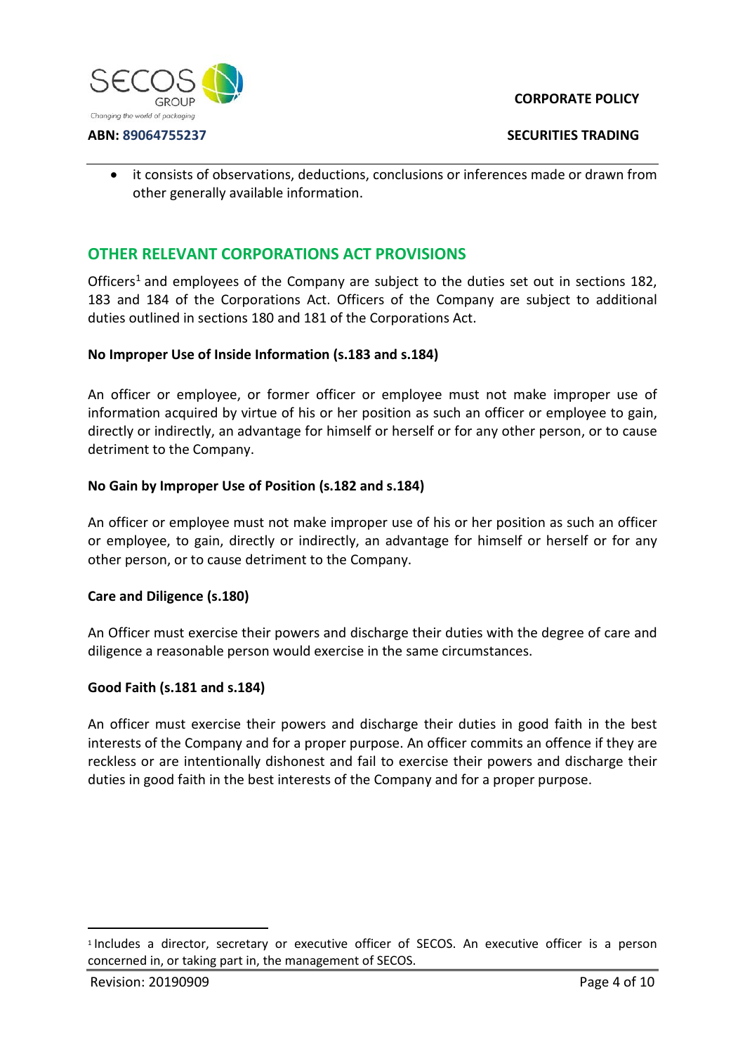- it consists of observations, deductions, conclusions or inferences made or drawn from other generally available information.

## OTHER RELEVANT CORPORATIONS ACT PROVISIONS

Officers[1] and employees of the Company are subject to the duties set out in sections 182, 183 and 184 of the Corporations Act. Officers of the Company are subject to additional duties outlined in sections 180 and 181 of the Corporations Act.

**No Improper Use of Inside Information (s.183 and s.184)**

An officer or employee, or former officer or employee must not make improper use of information acquired by virtue of his or her position as such an officer or employee to gain, directly or indirectly, an advantage for himself or herself or for any other person, or to cause detriment to the Company.

**No Gain by Improper Use of Position (s.182 and s.184)**

An officer or employee must not make improper use of his or her position as such an officer or employee, to gain, directly or indirectly, an advantage for himself or herself or for any other person, or to cause detriment to the Company.

**Care and Diligence (s.180)**

An Officer must exercise their powers and discharge their duties with the degree of care and diligence a reasonable person would exercise in the same circumstances.

**Good Faith (s.181 and s.184)**

An officer must exercise their powers and discharge their duties in good faith in the best interests of the Company and for a proper purpose. An officer commits an offence if they are reckless or are intentionally dishonest and fail to exercise their powers and discharge their duties in good faith in the best interests of the Company and for a proper purpose.

---

[1] Includes a director, secretary or executive officer of SECOS. An executive officer is a person concerned in, or taking part in, the management of SECOS.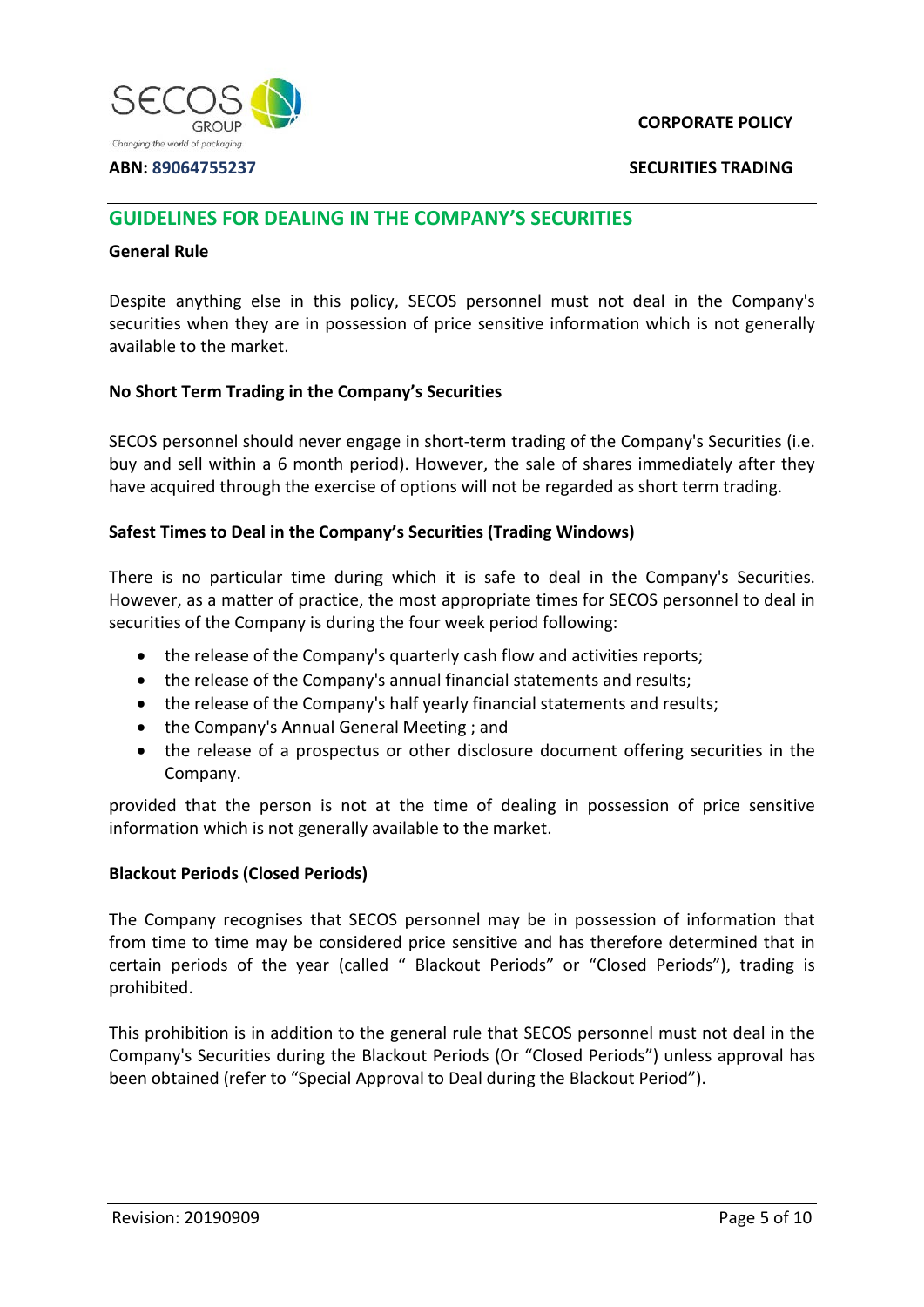## GUIDELINES FOR DEALING IN THE COMPANY'S SECURITIES

**General Rule**

Despite anything else in this policy, SECOS personnel must not deal in the Company's securities when they are in possession of price sensitive information which is not generally available to the market.

**No Short Term Trading in the Company's Securities**

SECOS personnel should never engage in short-term trading of the Company's Securities (i.e. buy and sell within a 6 month period). However, the sale of shares immediately after they have acquired through the exercise of options will not be regarded as short term trading.

**Safest Times to Deal in the Company's Securities (Trading Windows)**

There is no particular time during which it is safe to deal in the Company's Securities. However, as a matter of practice, the most appropriate times for SECOS personnel to deal in securities of the Company is during the four week period following:

- the release of the Company's quarterly cash flow and activities reports;
- the release of the Company's annual financial statements and results;
- the release of the Company's half yearly financial statements and results;
- the Company's Annual General Meeting ; and
- the release of a prospectus or other disclosure document offering securities in the Company.

provided that the person is not at the time of dealing in possession of price sensitive information which is not generally available to the market.

**Blackout Periods (Closed Periods)**

The Company recognises that SECOS personnel may be in possession of information that from time to time may be considered price sensitive and has therefore determined that in certain periods of the year (called " Blackout Periods" or "Closed Periods"), trading is prohibited.

This prohibition is in addition to the general rule that SECOS personnel must not deal in the Company's Securities during the Blackout Periods (Or "Closed Periods") unless approval has been obtained (refer to "Special Approval to Deal during the Blackout Period").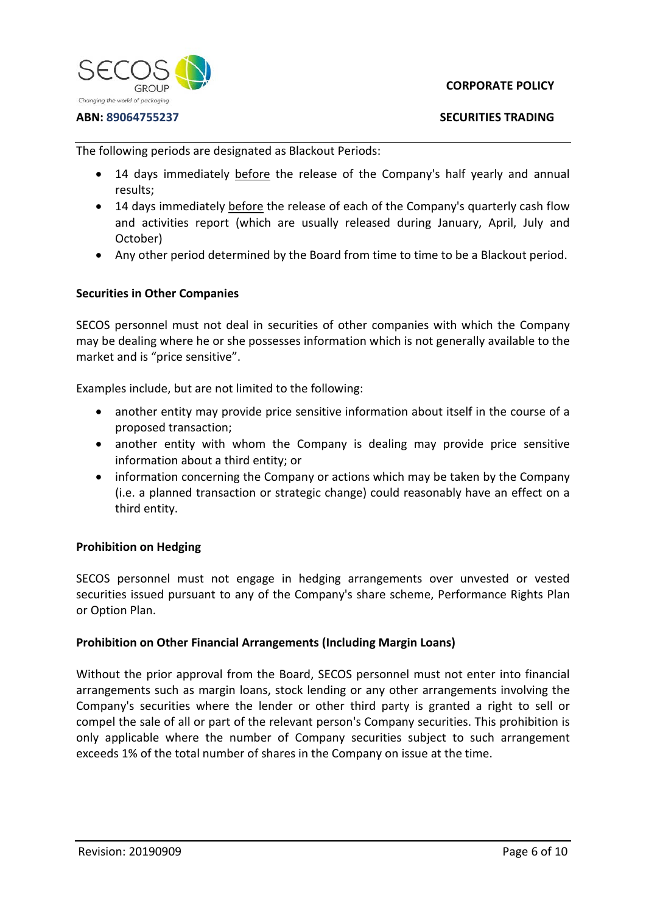The following periods are designated as Blackout Periods:

- 14 days immediately before the release of the Company's half yearly and annual results;
- 14 days immediately before the release of each of the Company's quarterly cash flow and activities report (which are usually released during January, April, July and October)
- Any other period determined by the Board from time to time to be a Blackout period.

**Securities in Other Companies**

SECOS personnel must not deal in securities of other companies with which the Company may be dealing where he or she possesses information which is not generally available to the market and is "price sensitive".

Examples include, but are not limited to the following:

- another entity may provide price sensitive information about itself in the course of a proposed transaction;
- another entity with whom the Company is dealing may provide price sensitive information about a third entity; or
- information concerning the Company or actions which may be taken by the Company (i.e. a planned transaction or strategic change) could reasonably have an effect on a third entity.

**Prohibition on Hedging**

SECOS personnel must not engage in hedging arrangements over unvested or vested securities issued pursuant to any of the Company's share scheme, Performance Rights Plan or Option Plan.

**Prohibition on Other Financial Arrangements (Including Margin Loans)**

Without the prior approval from the Board, SECOS personnel must not enter into financial arrangements such as margin loans, stock lending or any other arrangements involving the Company's securities where the lender or other third party is granted a right to sell or compel the sale of all or part of the relevant person's Company securities. This prohibition is only applicable where the number of Company securities subject to such arrangement exceeds 1% of the total number of shares in the Company on issue at the time.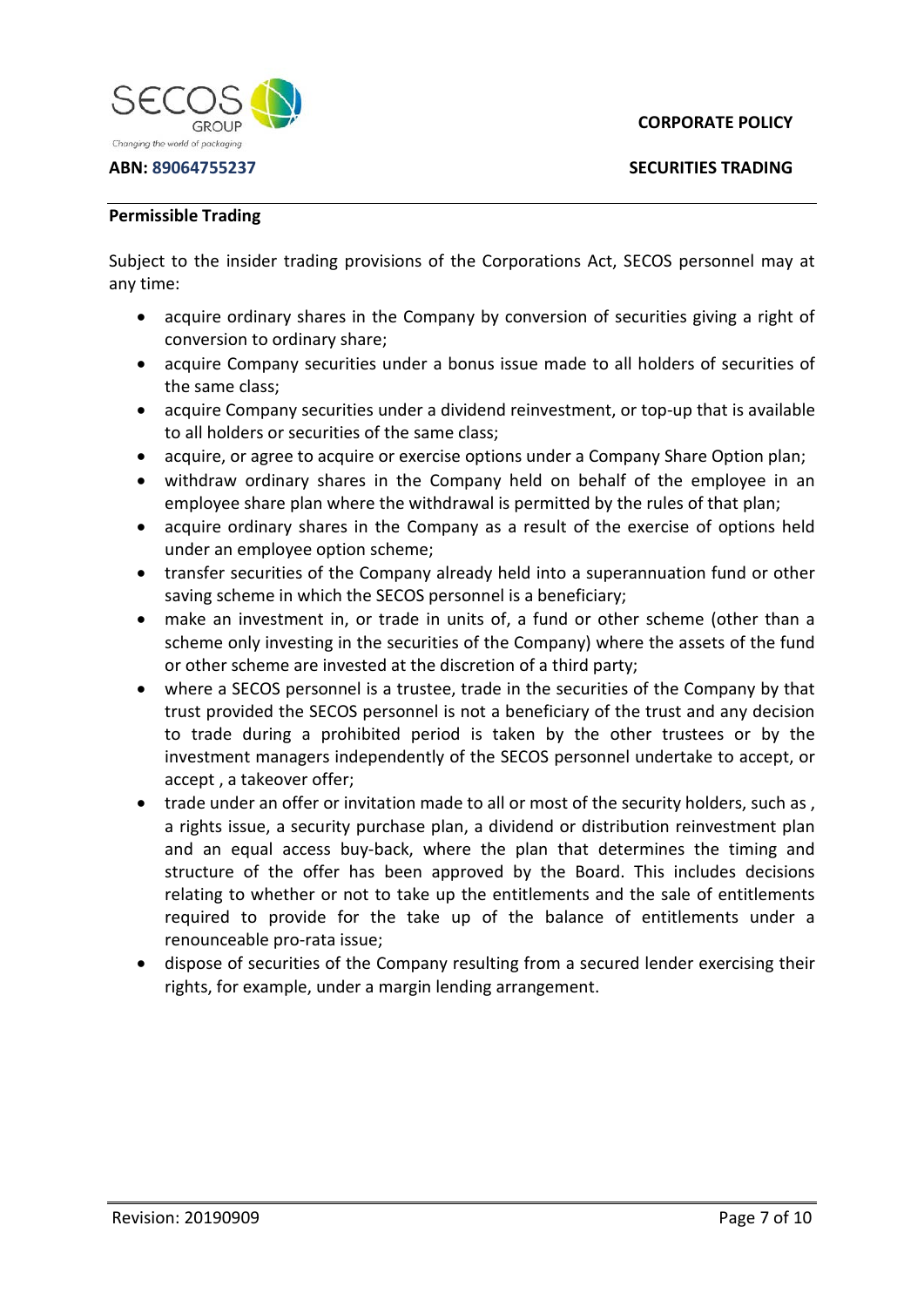**Permissible Trading**

Subject to the insider trading provisions of the Corporations Act, SECOS personnel may at any time:

- acquire ordinary shares in the Company by conversion of securities giving a right of conversion to ordinary share;
- acquire Company securities under a bonus issue made to all holders of securities of the same class;
- acquire Company securities under a dividend reinvestment, or top-up that is available to all holders or securities of the same class;
- acquire, or agree to acquire or exercise options under a Company Share Option plan;
- withdraw ordinary shares in the Company held on behalf of the employee in an employee share plan where the withdrawal is permitted by the rules of that plan;
- acquire ordinary shares in the Company as a result of the exercise of options held under an employee option scheme;
- transfer securities of the Company already held into a superannuation fund or other saving scheme in which the SECOS personnel is a beneficiary;
- make an investment in, or trade in units of, a fund or other scheme (other than a scheme only investing in the securities of the Company) where the assets of the fund or other scheme are invested at the discretion of a third party;
- where a SECOS personnel is a trustee, trade in the securities of the Company by that trust provided the SECOS personnel is not a beneficiary of the trust and any decision to trade during a prohibited period is taken by the other trustees or by the investment managers independently of the SECOS personnel undertake to accept, or accept , a takeover offer;
- trade under an offer or invitation made to all or most of the security holders, such as , a rights issue, a security purchase plan, a dividend or distribution reinvestment plan and an equal access buy-back, where the plan that determines the timing and structure of the offer has been approved by the Board. This includes decisions relating to whether or not to take up the entitlements and the sale of entitlements required to provide for the take up of the balance of entitlements under a renounceable pro-rata issue;
- dispose of securities of the Company resulting from a secured lender exercising their rights, for example, under a margin lending arrangement.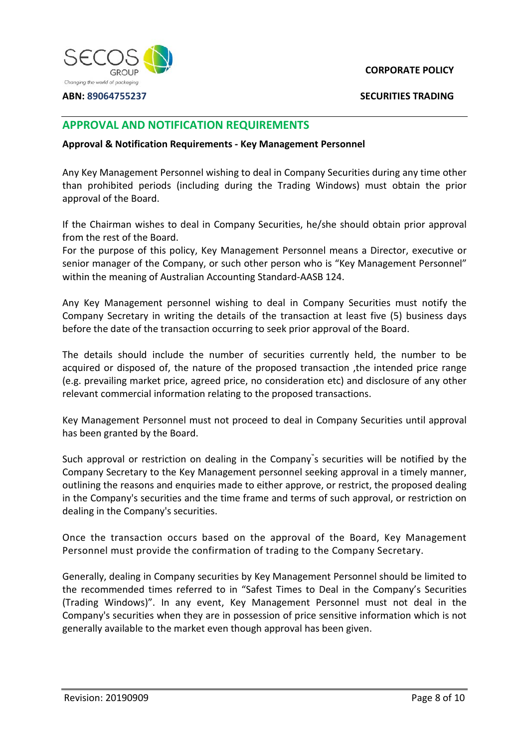## APPROVAL AND NOTIFICATION REQUIREMENTS

**Approval & Notification Requirements - Key Management Personnel**

Any Key Management Personnel wishing to deal in Company Securities during any time other than prohibited periods (including during the Trading Windows) must obtain the prior approval of the Board.

If the Chairman wishes to deal in Company Securities, he/she should obtain prior approval from the rest of the Board.
For the purpose of this policy, Key Management Personnel means a Director, executive or senior manager of the Company, or such other person who is "Key Management Personnel" within the meaning of Australian Accounting Standard-AASB 124.

Any Key Management personnel wishing to deal in Company Securities must notify the Company Secretary in writing the details of the transaction at least five (5) business days before the date of the transaction occurring to seek prior approval of the Board.

The details should include the number of securities currently held, the number to be acquired or disposed of, the nature of the proposed transaction ,the intended price range (e.g. prevailing market price, agreed price, no consideration etc) and disclosure of any other relevant commercial information relating to the proposed transactions.

Key Management Personnel must not proceed to deal in Company Securities until approval has been granted by the Board.

Such approval or restriction on dealing in the Company"s securities will be notified by the Company Secretary to the Key Management personnel seeking approval in a timely manner, outlining the reasons and enquiries made to either approve, or restrict, the proposed dealing in the Company's securities and the time frame and terms of such approval, or restriction on dealing in the Company's securities.

Once the transaction occurs based on the approval of the Board, Key Management Personnel must provide the confirmation of trading to the Company Secretary.

Generally, dealing in Company securities by Key Management Personnel should be limited to the recommended times referred to in "Safest Times to Deal in the Company's Securities (Trading Windows)". In any event, Key Management Personnel must not deal in the Company's securities when they are in possession of price sensitive information which is not generally available to the market even though approval has been given.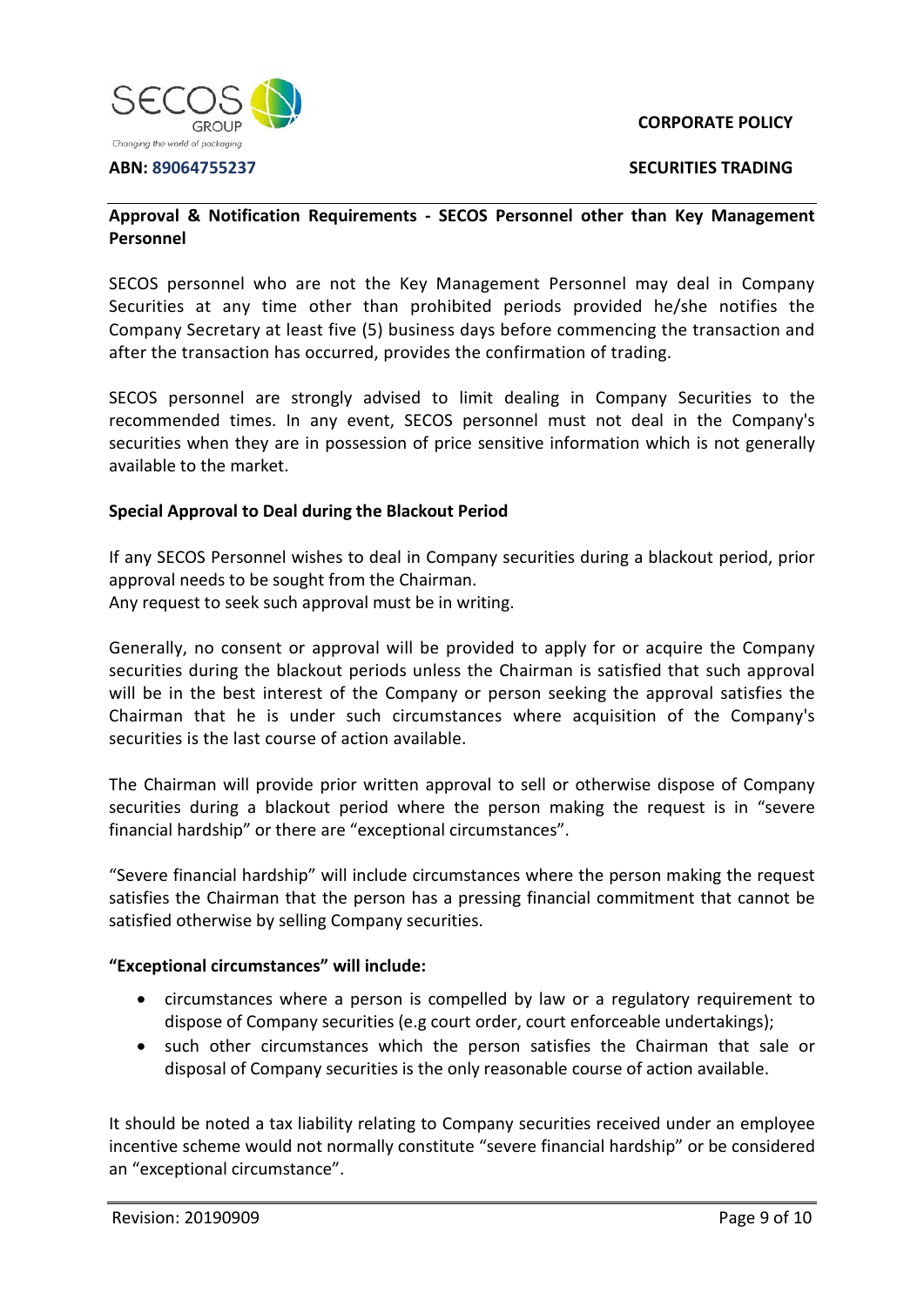**Approval & Notification Requirements - SECOS Personnel other than Key Management Personnel**

SECOS personnel who are not the Key Management Personnel may deal in Company Securities at any time other than prohibited periods provided he/she notifies the Company Secretary at least five (5) business days before commencing the transaction and after the transaction has occurred, provides the confirmation of trading.

SECOS personnel are strongly advised to limit dealing in Company Securities to the recommended times. In any event, SECOS personnel must not deal in the Company's securities when they are in possession of price sensitive information which is not generally available to the market.

**Special Approval to Deal during the Blackout Period**

If any SECOS Personnel wishes to deal in Company securities during a blackout period, prior approval needs to be sought from the Chairman.
Any request to seek such approval must be in writing.

Generally, no consent or approval will be provided to apply for or acquire the Company securities during the blackout periods unless the Chairman is satisfied that such approval will be in the best interest of the Company or person seeking the approval satisfies the Chairman that he is under such circumstances where acquisition of the Company's securities is the last course of action available.

The Chairman will provide prior written approval to sell or otherwise dispose of Company securities during a blackout period where the person making the request is in "severe financial hardship" or there are "exceptional circumstances".

"Severe financial hardship" will include circumstances where the person making the request satisfies the Chairman that the person has a pressing financial commitment that cannot be satisfied otherwise by selling Company securities.

**"Exceptional circumstances" will include:**

- circumstances where a person is compelled by law or a regulatory requirement to dispose of Company securities (e.g court order, court enforceable undertakings);
- such other circumstances which the person satisfies the Chairman that sale or disposal of Company securities is the only reasonable course of action available.

It should be noted a tax liability relating to Company securities received under an employee incentive scheme would not normally constitute "severe financial hardship" or be considered an "exceptional circumstance".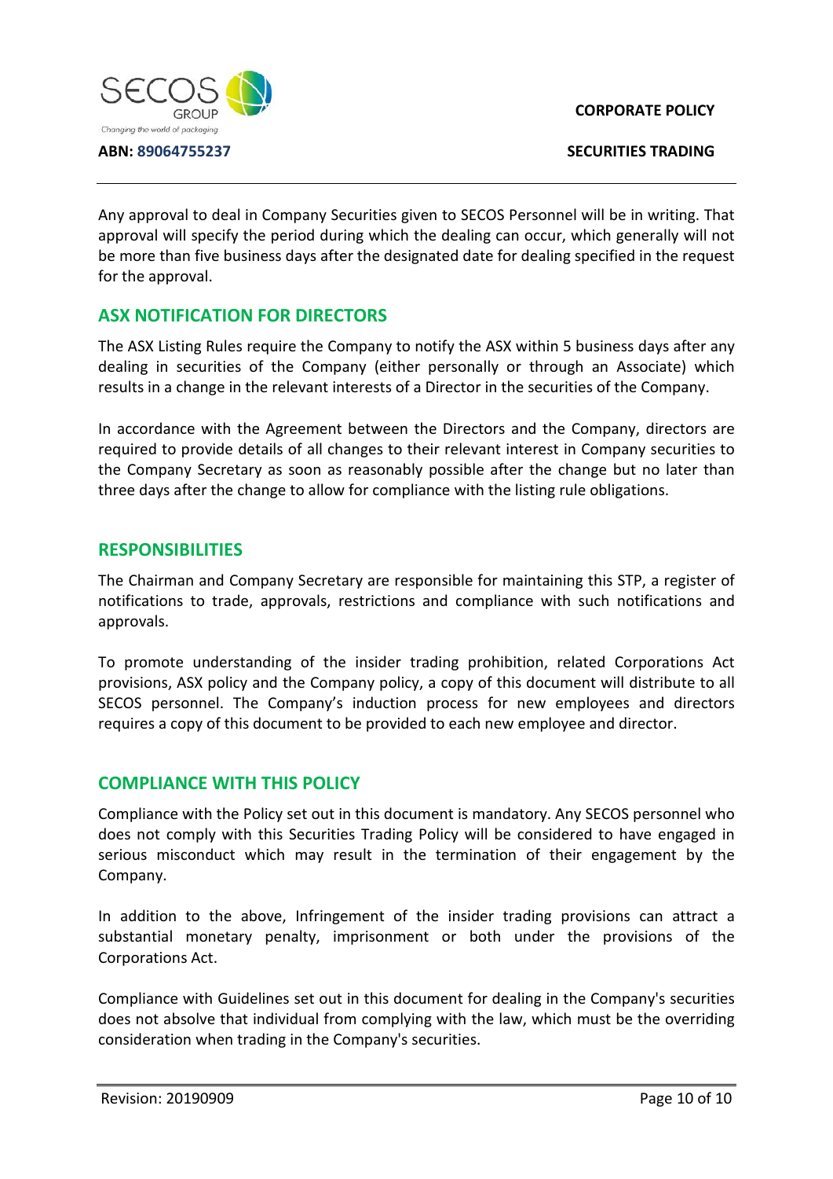Any approval to deal in Company Securities given to SECOS Personnel will be in writing. That approval will specify the period during which the dealing can occur, which generally will not be more than five business days after the designated date for dealing specified in the request for the approval.

## ASX NOTIFICATION FOR DIRECTORS

The ASX Listing Rules require the Company to notify the ASX within 5 business days after any dealing in securities of the Company (either personally or through an Associate) which results in a change in the relevant interests of a Director in the securities of the Company.

In accordance with the Agreement between the Directors and the Company, directors are required to provide details of all changes to their relevant interest in Company securities to the Company Secretary as soon as reasonably possible after the change but no later than three days after the change to allow for compliance with the listing rule obligations.

## RESPONSIBILITIES

The Chairman and Company Secretary are responsible for maintaining this STP, a register of notifications to trade, approvals, restrictions and compliance with such notifications and approvals.

To promote understanding of the insider trading prohibition, related Corporations Act provisions, ASX policy and the Company policy, a copy of this document will distribute to all SECOS personnel. The Company's induction process for new employees and directors requires a copy of this document to be provided to each new employee and director.

## COMPLIANCE WITH THIS POLICY

Compliance with the Policy set out in this document is mandatory. Any SECOS personnel who does not comply with this Securities Trading Policy will be considered to have engaged in serious misconduct which may result in the termination of their engagement by the Company.

In addition to the above, Infringement of the insider trading provisions can attract a substantial monetary penalty, imprisonment or both under the provisions of the Corporations Act.

Compliance with Guidelines set out in this document for dealing in the Company's securities does not absolve that individual from complying with the law, which must be the overriding consideration when trading in the Company's securities.